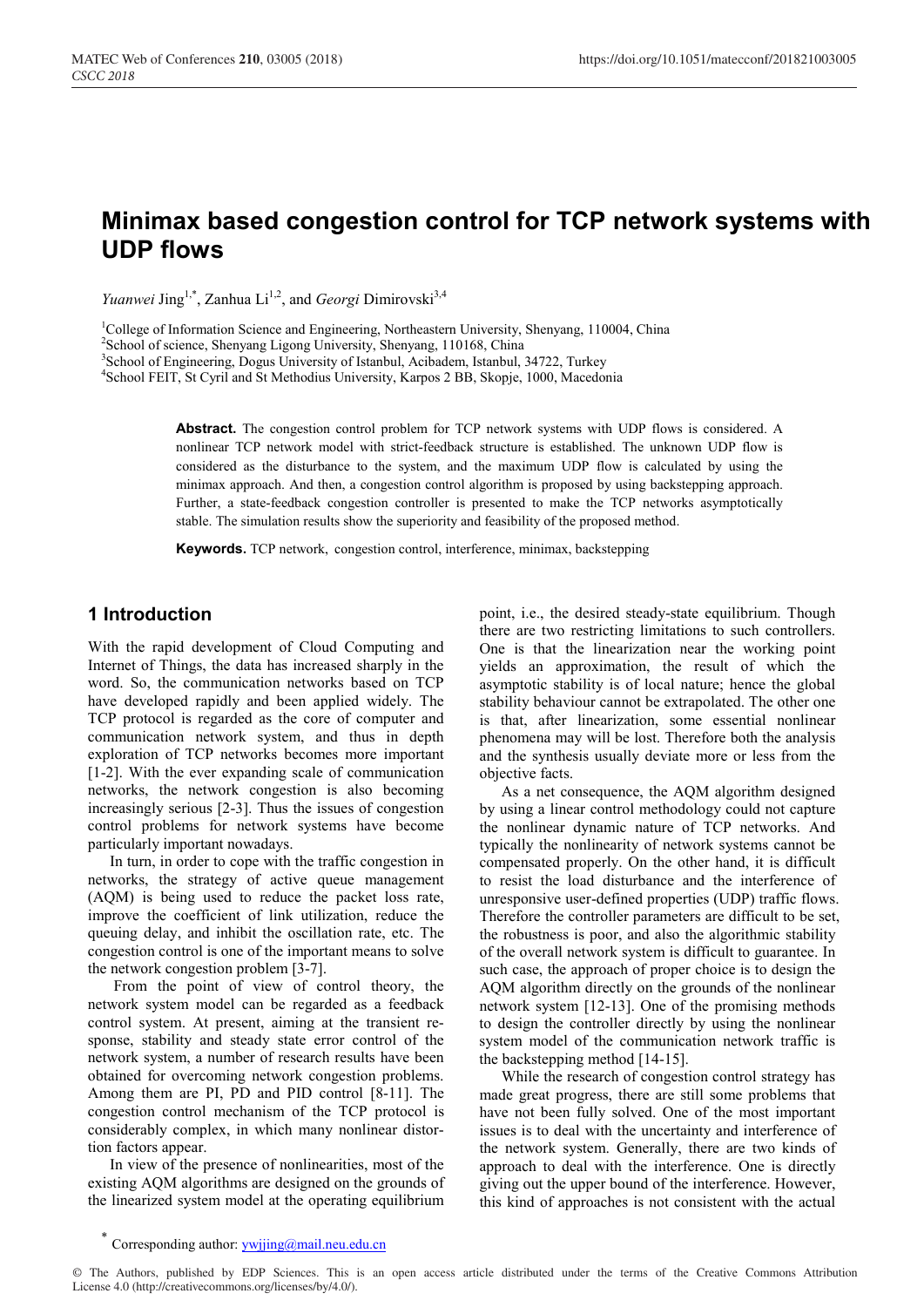# Minimax based congestion control for TCP network systems with UDP flows

*Yuanwei* Jing[1,*], Zanhua Li[1,2], and *Georgi* Dimirovski[3,4]

[1]College of Information Science and Engineering, Northeastern University, Shenyang, 110004, China
[2]School of science, Shenyang Ligong University, Shenyang, 110168, China
[3]School of Engineering, Dogus University of Istanbul, Acibadem, Istanbul, 34722, Turkey
[4]School FEIT, St Cyril and St Methodius University, Karpos 2 BB, Skopje, 1000, Macedonia

**Abstract.** The congestion control problem for TCP network systems with UDP flows is considered. A nonlinear TCP network model with strict-feedback structure is established. The unknown UDP flow is considered as the disturbance to the system, and the maximum UDP flow is calculated by using the minimax approach. And then, a congestion control algorithm is proposed by using backstepping approach. Further, a state-feedback congestion controller is presented to make the TCP networks asymptotically stable. The simulation results show the superiority and feasibility of the proposed method.

**Keywords.** TCP network, congestion control, interference, minimax, backstepping

## 1 Introduction

With the rapid development of Cloud Computing and Internet of Things, the data has increased sharply in the word. So, the communication networks based on TCP have developed rapidly and been applied widely. The TCP protocol is regarded as the core of computer and communication network system, and thus in depth exploration of TCP networks becomes more important [1-2]. With the ever expanding scale of communication networks, the network congestion is also becoming increasingly serious [2-3]. Thus the issues of congestion control problems for network systems have become particularly important nowadays.

In turn, in order to cope with the traffic congestion in networks, the strategy of active queue management (AQM) is being used to reduce the packet loss rate, improve the coefficient of link utilization, reduce the queuing delay, and inhibit the oscillation rate, etc. The congestion control is one of the important means to solve the network congestion problem [3-7].

From the point of view of control theory, the network system model can be regarded as a feedback control system. At present, aiming at the transient response, stability and steady state error control of the network system, a number of research results have been obtained for overcoming network congestion problems. Among them are PI, PD and PID control [8-11]. The congestion control mechanism of the TCP protocol is considerably complex, in which many nonlinear distortion factors appear.

In view of the presence of nonlinearities, most of the existing AQM algorithms are designed on the grounds of the linearized system model at the operating equilibrium point, i.e., the desired steady-state equilibrium. Though there are two restricting limitations to such controllers. One is that the linearization near the working point yields an approximation, the result of which the asymptotic stability is of local nature; hence the global stability behaviour cannot be extrapolated. The other one is that, after linearization, some essential nonlinear phenomena may will be lost. Therefore both the analysis and the synthesis usually deviate more or less from the objective facts.

As a net consequence, the AQM algorithm designed by using a linear control methodology could not capture the nonlinear dynamic nature of TCP networks. And typically the nonlinearity of network systems cannot be compensated properly. On the other hand, it is difficult to resist the load disturbance and the interference of unresponsive user-defined properties (UDP) traffic flows. Therefore the controller parameters are difficult to be set, the robustness is poor, and also the algorithmic stability of the overall network system is difficult to guarantee. In such case, the approach of proper choice is to design the AQM algorithm directly on the grounds of the nonlinear network system [12-13]. One of the promising methods to design the controller directly by using the nonlinear system model of the communication network traffic is the backstepping method [14-15].

While the research of congestion control strategy has made great progress, there are still some problems that have not been fully solved. One of the most important issues is to deal with the uncertainty and interference of the network system. Generally, there are two kinds of approach to deal with the interference. One is directly giving out the upper bound of the interference. However, this kind of approaches is not consistent with the actual

[*] Corresponding author: ywjjing@mail.neu.edu.cn

© The Authors, published by EDP Sciences. This is an open access article distributed under the terms of the Creative Commons Attribution License 4.0 (http://creativecommons.org/licenses/by/4.0/).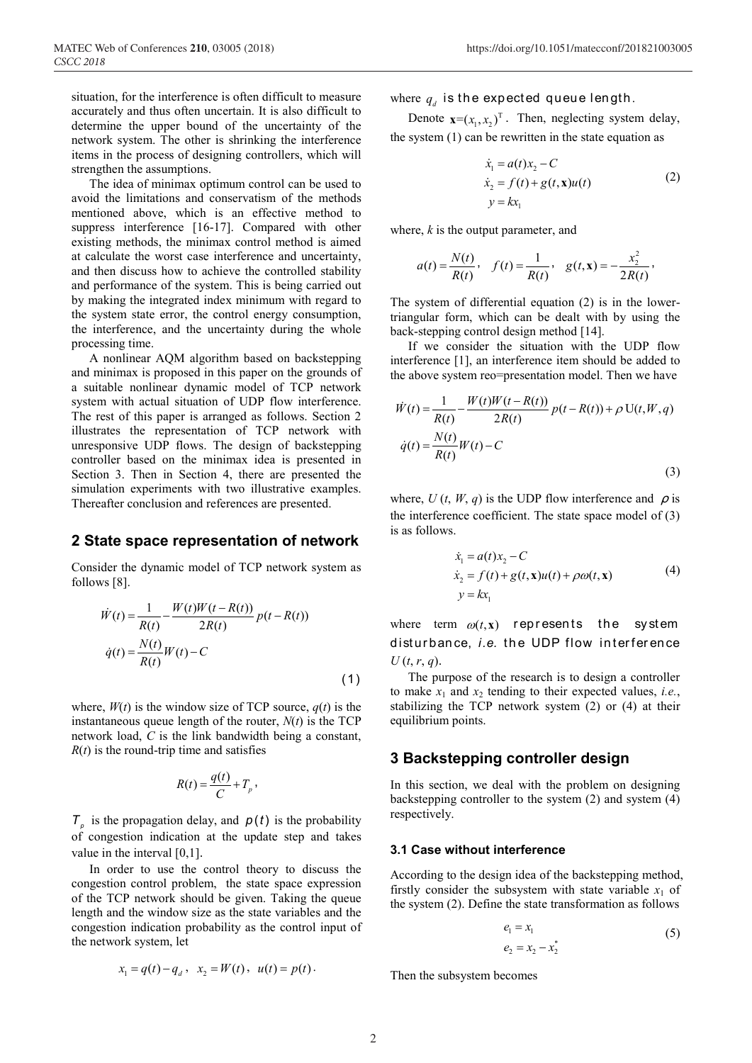situation, for the interference is often difficult to measure accurately and thus often uncertain. It is also difficult to determine the upper bound of the uncertainty of the network system. The other is shrinking the interference items in the process of designing controllers, which will strengthen the assumptions.

The idea of minimax optimum control can be used to avoid the limitations and conservatism of the methods mentioned above, which is an effective method to suppress interference [16-17]. Compared with other existing methods, the minimax control method is aimed at calculate the worst case interference and uncertainty, and then discuss how to achieve the controlled stability and performance of the system. This is being carried out by making the integrated index minimum with regard to the system state error, the control energy consumption, the interference, and the uncertainty during the whole processing time.

A nonlinear AQM algorithm based on backstepping and minimax is proposed in this paper on the grounds of a suitable nonlinear dynamic model of TCP network system with actual situation of UDP flow interference. The rest of this paper is arranged as follows. Section 2 illustrates the representation of TCP network with unresponsive UDP flows. The design of backstepping controller based on the minimax idea is presented in Section 3. Then in Section 4, there are presented the simulation experiments with two illustrative examples. Thereafter conclusion and references are presented.

## 2 State space representation of network

Consider the dynamic model of TCP network system as follows [8].

$$
\begin{aligned}
\dot{W}(t) &= \frac{1}{R(t)} - \frac{W(t)W(t-R(t))}{2R(t)} p(t-R(t)) \\
\dot{q}(t) &= \frac{N(t)}{R(t)} W(t) - C
\end{aligned} \tag{1}
$$

where, $W(t)$ is the window size of TCP source, $q(t)$ is the instantaneous queue length of the router, $N(t)$ is the TCP network load, $C$ is the link bandwidth being a constant, $R(t)$ is the round-trip time and satisfies

$$
R(t) = \frac{q(t)}{C} + T_p ,
$$

$T_p$ is the propagation delay, and $p(t)$ is the probability of congestion indication at the update step and takes value in the interval [0,1].

In order to use the control theory to discuss the congestion control problem, the state space expression of the TCP network should be given. Taking the queue length and the window size as the state variables and the congestion indication probability as the control input of the network system, let

$$
x_1 = q(t) - q_d , \quad x_2 = W(t) , \quad u(t) = p(t) .
$$

where $q_d$ is the expected queue length.

Denote $\mathbf{x} = (x_1, x_2)^{\mathrm{T}}$. Then, neglecting system delay, the system (1) can be rewritten in the state equation as

$$
\begin{aligned}
\dot{x}_1 &= a(t)x_2 - C \\
\dot{x}_2 &= f(t) + g(t, \mathbf{x})u(t) \\
y &= kx_1
\end{aligned} \tag{2}
$$

where, $k$ is the output parameter, and

$$
a(t) = \frac{N(t)}{R(t)}, \quad f(t) = \frac{1}{R(t)}, \quad g(t, \mathbf{x}) = -\frac{x_2^2}{2R(t)} ,
$$

The system of differential equation (2) is in the lower-triangular form, which can be dealt with by using the back-stepping control design method [14].

If we consider the situation with the UDP flow interference [1], an interference item should be added to the above system reo=presentation model. Then we have

$$
\begin{aligned}
\dot{W}(t) &= \frac{1}{R(t)} - \frac{W(t)W(t-R(t))}{2R(t)} p(t-R(t)) + \rho \, \mathrm{U}(t, W, q) \\
\dot{q}(t) &= \frac{N(t)}{R(t)} W(t) - C
\end{aligned} \tag{3}
$$

where, $U(t, W, q)$ is the UDP flow interference and $\rho$ is the interference coefficient. The state space model of (3) is as follows.

$$
\begin{aligned}
\dot{x}_1 &= a(t)x_2 - C \\
\dot{x}_2 &= f(t) + g(t, \mathbf{x})u(t) + \rho \omega(t, \mathbf{x}) \\
y &= kx_1
\end{aligned} \tag{4}
$$

where term $\omega(t, \mathbf{x})$ represents the system disturbance, *i.e.* the UDP flow interference $U(t, r, q)$.

The purpose of the research is to design a controller to make $x_1$ and $x_2$ tending to their expected values, *i.e.*, stabilizing the TCP network system (2) or (4) at their equilibrium points.

## 3 Backstepping controller design

In this section, we deal with the problem on designing backstepping controller to the system (2) and system (4) respectively.

### 3.1 Case without interference

According to the design idea of the backstepping method, firstly consider the subsystem with state variable $x_1$ of the system (2). Define the state transformation as follows

$$
\begin{aligned}
e_1 &= x_1 \\
e_2 &= x_2 - x_2^*
\end{aligned} \tag{5}
$$

Then the subsystem becomes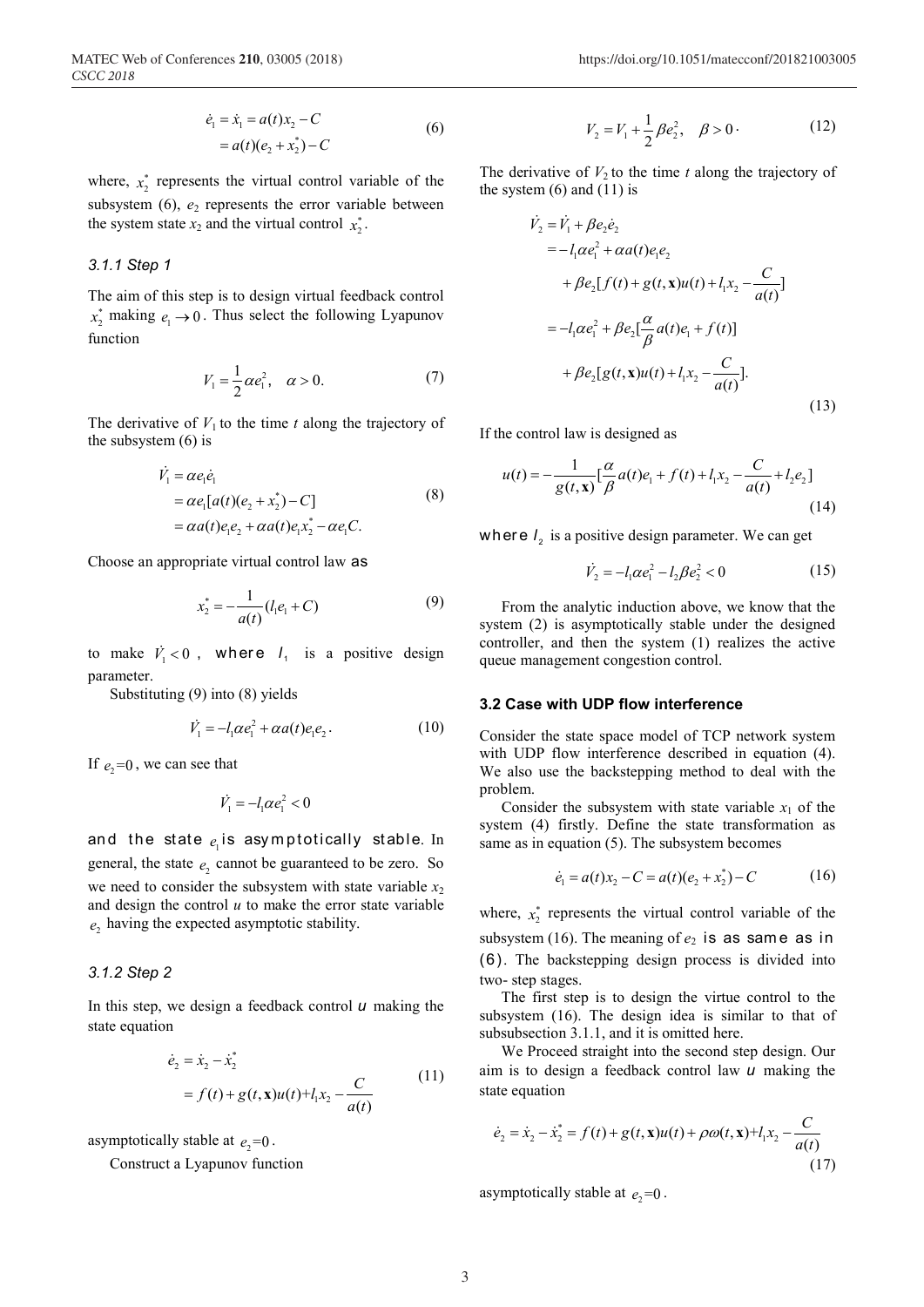$$
\begin{aligned}
\dot{e}_1 &= \dot{x}_1 = a(t)x_2 - C \\
&= a(t)(e_2 + x_2^*) - C
\end{aligned}
\tag{6}
$$

where, $x_2^*$ represents the virtual control variable of the subsystem (6), $e_2$ represents the error variable between the system state $x_2$ and the virtual control $x_2^*$.

#### 3.1.1 Step 1

The aim of this step is to design virtual feedback control $x_2^*$ making $e_1 \to 0$. Thus select the following Lyapunov function

$$
V_1 = \frac{1}{2}\alpha e_1^2, \quad \alpha > 0. \tag{7}
$$

The derivative of $V_1$ to the time $t$ along the trajectory of the subsystem (6) is

$$
\begin{aligned}
\dot{V}_1 &= \alpha e_1 \dot{e}_1 \\
&= \alpha e_1[a(t)(e_2 + x_2^*) - C] \\
&= \alpha a(t) e_1 e_2 + \alpha a(t) e_1 x_2^* - \alpha e_1 C.
\end{aligned}
\tag{8}
$$

Choose an appropriate virtual control law as

$$
x_2^* = -\frac{1}{a(t)}(l_1 e_1 + C) \tag{9}
$$

to make $\dot{V}_1 < 0$, where $l_1$ is a positive design parameter.

Substituting (9) into (8) yields

$$
\dot{V}_1 = -l_1 \alpha e_1^2 + \alpha a(t) e_1 e_2. \tag{10}
$$

If $e_2 = 0$, we can see that

$$
\dot{V}_1 = -l_1 \alpha e_1^2 < 0
$$

and the state $e_1$ is asymptotically stable. In general, the state $e_2$ cannot be guaranteed to be zero. So we need to consider the subsystem with state variable $x_2$ and design the control $u$ to make the error state variable $e_2$ having the expected asymptotic stability.

#### 3.1.2 Step 2

In this step, we design a feedback control $u$ making the state equation

$$
\begin{aligned}
\dot{e}_2 &= \dot{x}_2 - \dot{x}_2^* \\
&= f(t) + g(t, \mathbf{x})u(t) + l_1 x_2 - \frac{C}{a(t)}
\end{aligned}
\tag{11}
$$

asymptotically stable at $e_2 = 0$.

Construct a Lyapunov function

$$
V_2 = V_1 + \frac{1}{2}\beta e_2^2, \quad \beta > 0. \tag{12}
$$

The derivative of $V_2$ to the time $t$ along the trajectory of the system (6) and (11) is

$$
\begin{aligned}
\dot{V}_2 &= \dot{V}_1 + \beta e_2 \dot{e}_2 \\
&= -l_1 \alpha e_1^2 + \alpha a(t) e_1 e_2 \\
&\quad + \beta e_2 [f(t) + g(t, \mathbf{x})u(t) + l_1 x_2 - \frac{C}{a(t)}] \\
&= -l_1 \alpha e_1^2 + \beta e_2 [\frac{\alpha}{\beta} a(t) e_1 + f(t)] \\
&\quad + \beta e_2 [g(t, \mathbf{x})u(t) + l_1 x_2 - \frac{C}{a(t)}].
\end{aligned}
\tag{13}
$$

If the control law is designed as

$$
u(t) = -\frac{1}{g(t, \mathbf{x})}[\frac{\alpha}{\beta} a(t) e_1 + f(t) + l_1 x_2 - \frac{C}{a(t)} + l_2 e_2] \tag{14}
$$

where $l_2$ is a positive design parameter. We can get

$$
\dot{V}_2 = -l_1 \alpha e_1^2 - l_2 \beta e_2^2 < 0 \tag{15}
$$

From the analytic induction above, we know that the system (2) is asymptotically stable under the designed controller, and then the system (1) realizes the active queue management congestion control.

### 3.2 Case with UDP flow interference

Consider the state space model of TCP network system with UDP flow interference described in equation (4). We also use the backstepping method to deal with the problem.

Consider the subsystem with state variable $x_1$ of the system (4) firstly. Define the state transformation as same as in equation (5). The subsystem becomes

$$
\dot{e}_1 = a(t)x_2 - C = a(t)(e_2 + x_2^*) - C \tag{16}
$$

where, $x_2^*$ represents the virtual control variable of the subsystem (16). The meaning of $e_2$ is as same as in (6). The backstepping design process is divided into two- step stages.

The first step is to design the virtue control to the subsystem (16). The design idea is similar to that of subsubsection 3.1.1, and it is omitted here.

We Proceed straight into the second step design. Our aim is to design a feedback control law $u$ making the state equation

$$
\dot{e}_2 = \dot{x}_2 - \dot{x}_2^* = f(t) + g(t, \mathbf{x})u(t) + \rho\omega(t, \mathbf{x}) + l_1 x_2 - \frac{C}{a(t)} \tag{17}
$$

asymptotically stable at $e_2 = 0$.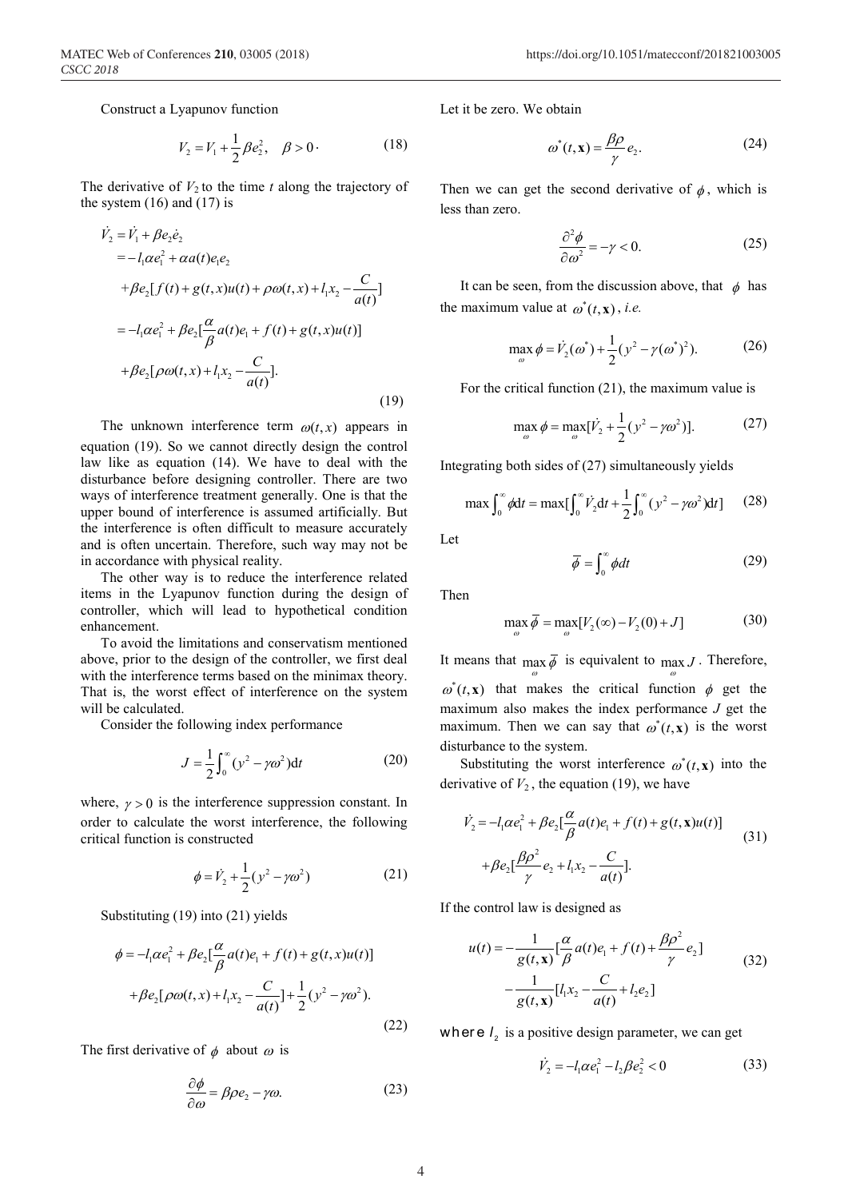Construct a Lyapunov function

$$V_2 = V_1 + \frac{1}{2}\beta e_2^2, \quad \beta > 0 \cdot \tag{18}$$

The derivative of $V_2$ to the time $t$ along the trajectory of the system (16) and (17) is

$$\begin{aligned}
\dot{V}_2 &= \dot{V}_1 + \beta e_2 \dot{e}_2 \\
&= -l_1 \alpha e_1^2 + \alpha a(t) e_1 e_2 \\
&\quad + \beta e_2 [f(t) + g(t,x)u(t) + \rho\omega(t,x) + l_1 x_2 - \frac{C}{a(t)}] \\
&= -l_1 \alpha e_1^2 + \beta e_2 [\frac{\alpha}{\beta} a(t) e_1 + f(t) + g(t,x)u(t)] \\
&\quad + \beta e_2 [\rho\omega(t,x) + l_1 x_2 - \frac{C}{a(t)}].
\end{aligned} \tag{19}$$

The unknown interference term $\omega(t,x)$ appears in equation (19). So we cannot directly design the control law like as equation (14). We have to deal with the disturbance before designing controller. There are two ways of interference treatment generally. One is that the upper bound of interference is assumed artificially. But the interference is often difficult to measure accurately and is often uncertain. Therefore, such way may not be in accordance with physical reality.

The other way is to reduce the interference related items in the Lyapunov function during the design of controller, which will lead to hypothetical condition enhancement.

To avoid the limitations and conservatism mentioned above, prior to the design of the controller, we first deal with the interference terms based on the minimax theory. That is, the worst effect of interference on the system will be calculated.

Consider the following index performance

$$J = \frac{1}{2}\int_0^\infty (y^2 - \gamma\omega^2) \mathrm{d}t \tag{20}$$

where, $\gamma > 0$ is the interference suppression constant. In order to calculate the worst interference, the following critical function is constructed

$$\phi = \dot{V}_2 + \frac{1}{2}(y^2 - \gamma\omega^2) \tag{21}$$

Substituting (19) into (21) yields

$$\begin{aligned}
\phi &= -l_1 \alpha e_1^2 + \beta e_2 [\frac{\alpha}{\beta} a(t) e_1 + f(t) + g(t,x)u(t)] \\
&\quad + \beta e_2 [\rho\omega(t,x) + l_1 x_2 - \frac{C}{a(t)}] + \frac{1}{2}(y^2 - \gamma\omega^2).
\end{aligned} \tag{22}$$

The first derivative of $\phi$ about $\omega$ is

$$\frac{\partial \phi}{\partial \omega} = \beta\rho e_2 - \gamma\omega. \tag{23}$$

Let it be zero. We obtain

$$\omega^*(t,\mathbf{x}) = \frac{\beta\rho}{\gamma} e_2. \tag{24}$$

Then we can get the second derivative of $\phi$, which is less than zero.

$$\frac{\partial^2 \phi}{\partial \omega^2} = -\gamma < 0. \tag{25}$$

It can be seen, from the discussion above, that $\phi$ has the maximum value at $\omega^*(t,\mathbf{x})$, *i.e.*

$$\max_\omega \phi = \dot{V}_2(\omega^*) + \frac{1}{2}(y^2 - \gamma(\omega^*)^2). \tag{26}$$

For the critical function (21), the maximum value is

$$\max_\omega \phi = \max_\omega [\dot{V}_2 + \frac{1}{2}(y^2 - \gamma\omega^2)]. \tag{27}$$

Integrating both sides of (27) simultaneously yields

$$\max \int_0^\infty \phi \mathrm{d}t = \max[\int_0^\infty \dot{V}_2 \mathrm{d}t + \frac{1}{2}\int_0^\infty (y^2 - \gamma\omega^2) \mathrm{d}t] \tag{28}$$

Let

$$\bar{\phi} = \int_0^\infty \phi dt \tag{29}$$

Then

$$\max_\omega \bar{\phi} = \max_\omega [V_2(\infty) - V_2(0) + J] \tag{30}$$

It means that $\max_\omega \bar{\phi}$ is equivalent to $\max_\omega J$. Therefore, $\omega^*(t,\mathbf{x})$ that makes the critical function $\phi$ get the maximum also makes the index performance $J$ get the maximum. Then we can say that $\omega^*(t,\mathbf{x})$ is the worst disturbance to the system.

Substituting the worst interference $\omega^*(t,\mathbf{x})$ into the derivative of $V_2$, the equation (19), we have

$$\begin{aligned}
\dot{V}_2 &= -l_1 \alpha e_1^2 + \beta e_2 [\frac{\alpha}{\beta} a(t) e_1 + f(t) + g(t,\mathbf{x})u(t)] \\
&\quad + \beta e_2 [\frac{\beta\rho^2}{\gamma} e_2 + l_1 x_2 - \frac{C}{a(t)}].
\end{aligned} \tag{31}$$

If the control law is designed as

$$\begin{aligned}
u(t) &= -\frac{1}{g(t,\mathbf{x})}[\frac{\alpha}{\beta} a(t) e_1 + f(t) + \frac{\beta\rho^2}{\gamma} e_2] \\
&\quad - \frac{1}{g(t,\mathbf{x})}[l_1 x_2 - \frac{C}{a(t)} + l_2 e_2]
\end{aligned} \tag{32}$$

where $l_2$ is a positive design parameter, we can get

$$\dot{V}_2 = -l_1 \alpha e_1^2 - l_2 \beta e_2^2 < 0 \tag{33}$$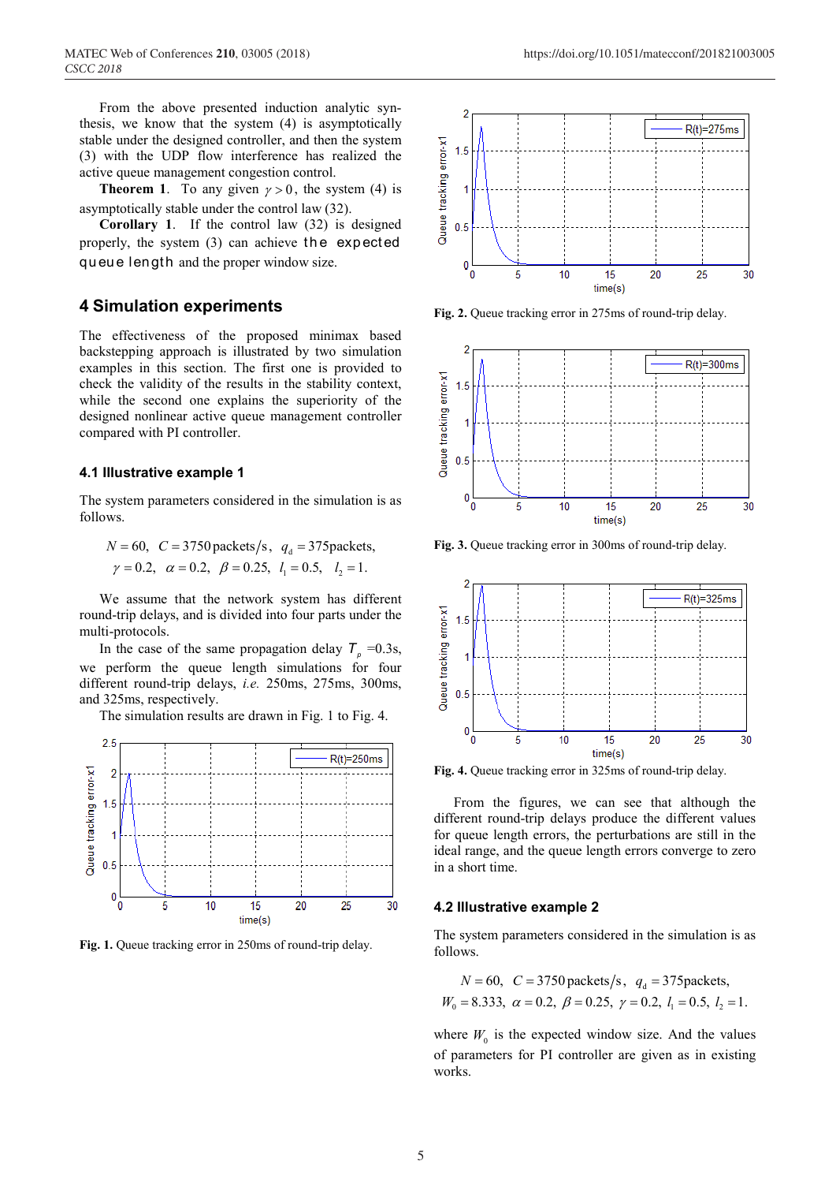From the above presented induction analytic synthesis, we know that the system (4) is asymptotically stable under the designed controller, and then the system (3) with the UDP flow interference has realized the active queue management congestion control.

**Theorem 1**. To any given $\gamma > 0$, the system (4) is asymptotically stable under the control law (32).

**Corollary 1**. If the control law (32) is designed properly, the system (3) can achieve the expected queue length and the proper window size.

## 4 Simulation experiments

The effectiveness of the proposed minimax based backstepping approach is illustrated by two simulation examples in this section. The first one is provided to check the validity of the results in the stability context, while the second one explains the superiority of the designed nonlinear active queue management controller compared with PI controller.

### 4.1 Illustrative example 1

The system parameters considered in the simulation is as follows.

$$N = 60,\ \ C = 3750\,\text{packets/s},\ \ q_d = 375\text{packets},$$
$$\gamma = 0.2,\ \ \alpha = 0.2,\ \ \beta = 0.25,\ \ l_1 = 0.5,\ \ l_2 = 1.$$

We assume that the network system has different round-trip delays, and is divided into four parts under the multi-protocols.

In the case of the same propagation delay $T_p$ =0.3s, we perform the queue length simulations for four different round-trip delays, *i.e.* 250ms, 275ms, 300ms, and 325ms, respectively.

The simulation results are drawn in Fig. 1 to Fig. 4.

**Fig. 1.** Queue tracking error in 250ms of round-trip delay.

**Fig. 2.** Queue tracking error in 275ms of round-trip delay.

**Fig. 3.** Queue tracking error in 300ms of round-trip delay.

**Fig. 4.** Queue tracking error in 325ms of round-trip delay.

From the figures, we can see that although the different round-trip delays produce the different values for queue length errors, the perturbations are still in the ideal range, and the queue length errors converge to zero in a short time.

### 4.2 Illustrative example 2

The system parameters considered in the simulation is as follows.

$$N = 60,\ \ C = 3750\,\text{packets/s},\ \ q_d = 375\text{packets},$$
$$W_0 = 8.333,\ \alpha = 0.2,\ \beta = 0.25,\ \gamma = 0.2,\ l_1 = 0.5,\ l_2 = 1.$$

where $W_0$ is the expected window size. And the values of parameters for PI controller are given as in existing works.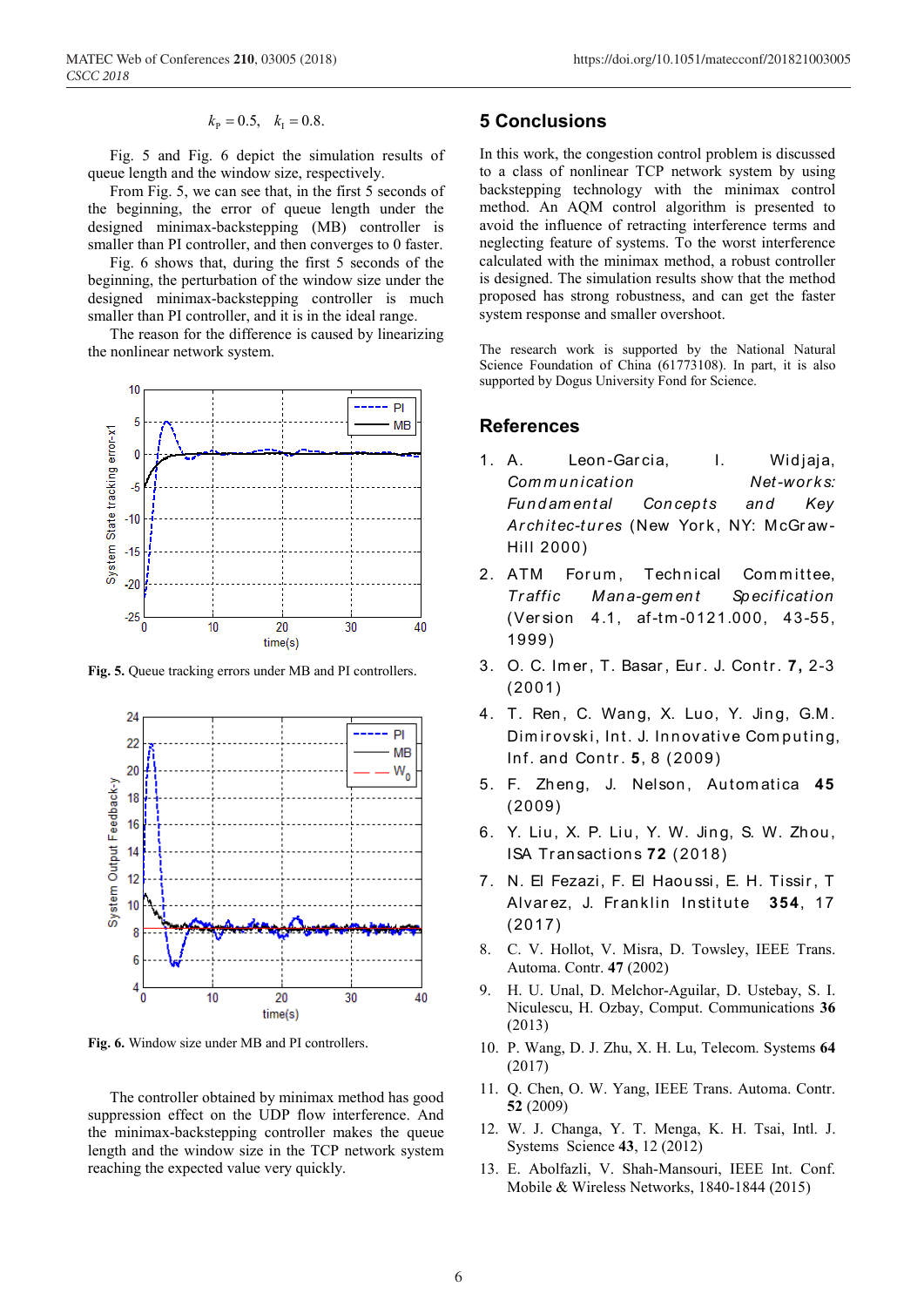$$k_P = 0.5, \quad k_I = 0.8.$$

Fig. 5 and Fig. 6 depict the simulation results of queue length and the window size, respectively.

From Fig. 5, we can see that, in the first 5 seconds of the beginning, the error of queue length under the designed minimax-backstepping (MB) controller is smaller than PI controller, and then converges to 0 faster.

Fig. 6 shows that, during the first 5 seconds of the beginning, the perturbation of the window size under the designed minimax-backstepping controller is much smaller than PI controller, and it is in the ideal range.

The reason for the difference is caused by linearizing the nonlinear network system.

**Fig. 5.** Queue tracking errors under MB and PI controllers.

**Fig. 6.** Window size under MB and PI controllers.

The controller obtained by minimax method has good suppression effect on the UDP flow interference. And the minimax-backstepping controller makes the queue length and the window size in the TCP network system reaching the expected value very quickly.

## 5 Conclusions

In this work, the congestion control problem is discussed to a class of nonlinear TCP network system by using backstepping technology with the minimax control method. An AQM control algorithm is presented to avoid the influence of retracting interference terms and neglecting feature of systems. To the worst interference calculated with the minimax method, a robust controller is designed. The simulation results show that the method proposed has strong robustness, and can get the faster system response and smaller overshoot.

The research work is supported by the National Natural Science Foundation of China (61773108). In part, it is also supported by Dogus University Fond for Science.

## References

1. A. Leon-Garcia, I. Widjaja, *Communication Net-works: Fundamental Concepts and Key Architec-tures* (New York, NY: McGraw-Hill 2000)
2. ATM Forum, Technical Committee, *Traffic Mana-gement Specification* (Version 4.1, af-tm-0121.000, 43-55, 1999)
3. O. C. Imer, T. Basar, Eur. J. Contr. **7,** 2-3 (2001)
4. T. Ren, C. Wang, X. Luo, Y. Jing, G.M. Dimirovski, Int. J. Innovative Computing, Inf. and Contr. **5**, 8 (2009)
5. F. Zheng, J. Nelson, Automatica **45** (2009)
6. Y. Liu, X. P. Liu, Y. W. Jing, S. W. Zhou, ISA Transactions **72** (2018)
7. N. El Fezazi, F. El Haoussi, E. H. Tissir, T Alvarez, J. Franklin Institute **354**, 17 (2017)
8. C. V. Hollot, V. Misra, D. Towsley, IEEE Trans. Automa. Contr. **47** (2002)
9. H. U. Unal, D. Melchor-Aguilar, D. Ustebay, S. I. Niculescu, H. Ozbay, Comput. Communications **36** (2013)
10. P. Wang, D. J. Zhu, X. H. Lu, Telecom. Systems **64** (2017)
11. Q. Chen, O. W. Yang, IEEE Trans. Automa. Contr. **52** (2009)
12. W. J. Changa, Y. T. Menga, K. H. Tsai, Intl. J. Systems Science **43**, 12 (2012)
13. E. Abolfazli, V. Shah-Mansouri, IEEE Int. Conf. Mobile & Wireless Networks, 1840-1844 (2015)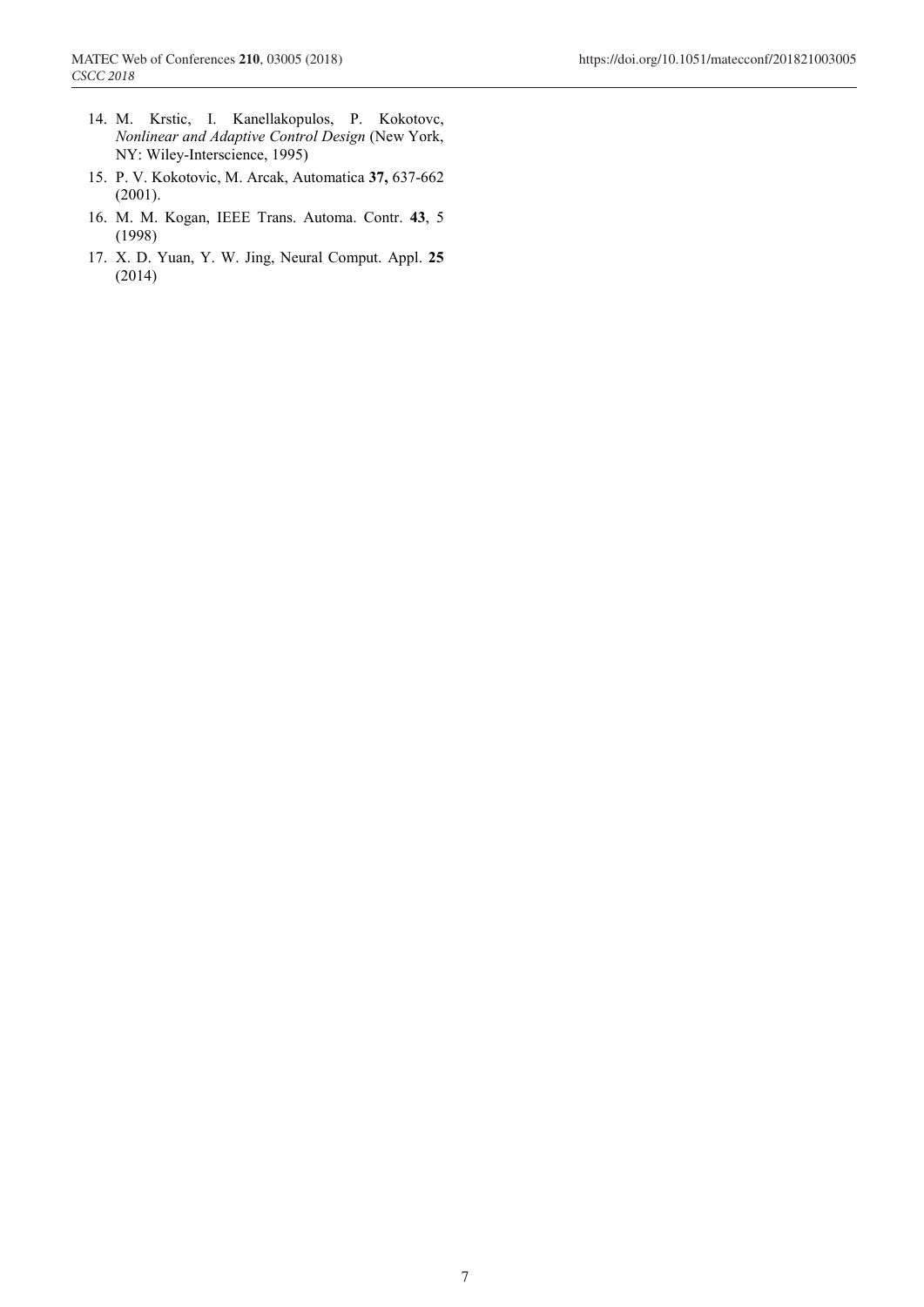14. M. Krstic, I. Kanellakopulos, P. Kokotovc, *Nonlinear and Adaptive Control Design* (New York, NY: Wiley-Interscience, 1995)
15. P. V. Kokotovic, M. Arcak, Automatica **37,** 637-662 (2001).
16. M. M. Kogan, IEEE Trans. Automa. Contr. **43**, 5 (1998)
17. X. D. Yuan, Y. W. Jing, Neural Comput. Appl. **25** (2014)